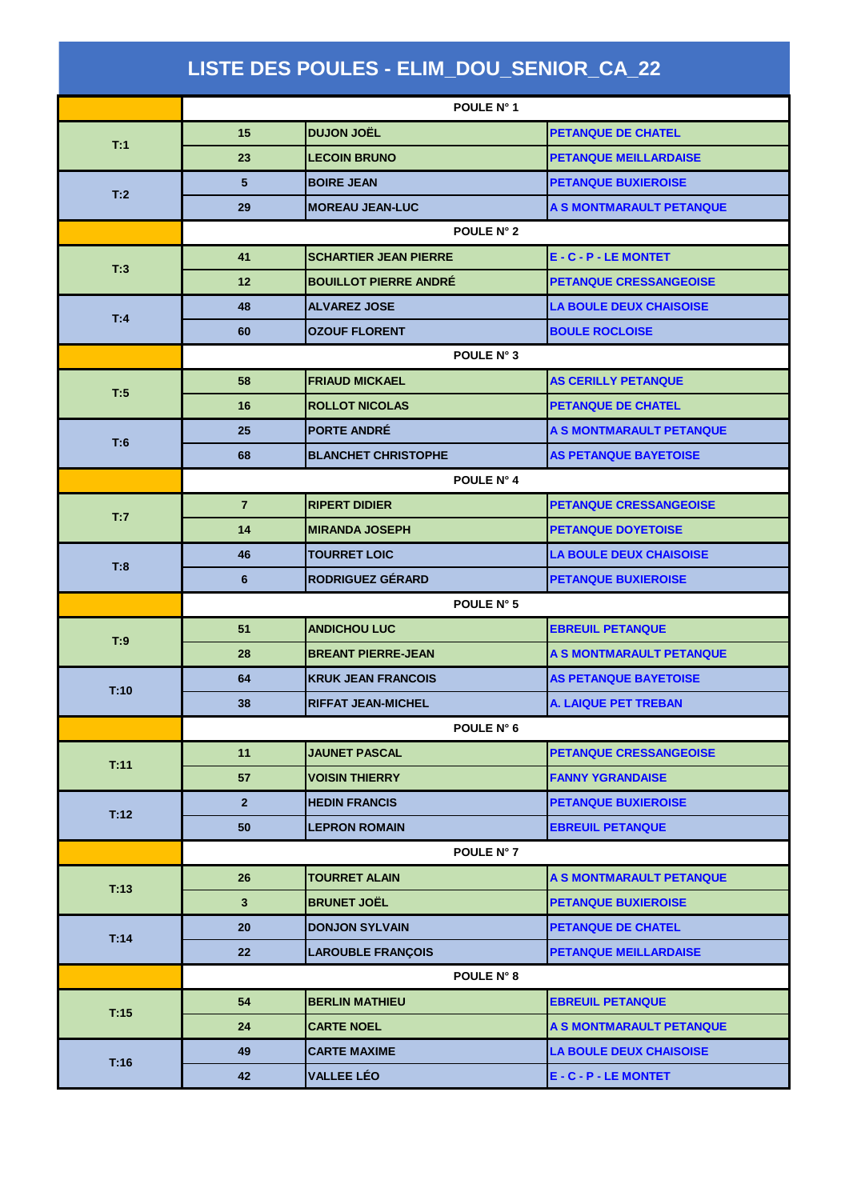# LISTE DES POULES - ELIM_DOU_SENIOR_CA_22

| | POULE N° 1 | | |
|---|---|---|---|
| T:1 | 15 | DUJON JOËL | PETANQUE DE CHATEL |
| | 23 | LECOIN BRUNO | PETANQUE MEILLARDAISE |
| T:2 | 5 | BOIRE JEAN | PETANQUE BUXIEROISE |
| | 29 | MOREAU JEAN-LUC | A S MONTMARAULT PETANQUE |
| | POULE N° 2 | | |
| T:3 | 41 | SCHARTIER JEAN PIERRE | E - C - P - LE MONTET |
| | 12 | BOUILLOT PIERRE ANDRÉ | PETANQUE CRESSANGEOISE |
| T:4 | 48 | ALVAREZ JOSE | LA BOULE DEUX CHAISOISE |
| | 60 | OZOUF FLORENT | BOULE ROCLOISE |
| | POULE N° 3 | | |
| T:5 | 58 | FRIAUD MICKAEL | AS CERILLY PETANQUE |
| | 16 | ROLLOT NICOLAS | PETANQUE DE CHATEL |
| T:6 | 25 | PORTE ANDRÉ | A S MONTMARAULT PETANQUE |
| | 68 | BLANCHET CHRISTOPHE | AS PETANQUE BAYETOISE |
| | POULE N° 4 | | |
| T:7 | 7 | RIPERT DIDIER | PETANQUE CRESSANGEOISE |
| | 14 | MIRANDA JOSEPH | PETANQUE DOYETOISE |
| T:8 | 46 | TOURRET LOIC | LA BOULE DEUX CHAISOISE |
| | 6 | RODRIGUEZ GÉRARD | PETANQUE BUXIEROISE |
| | POULE N° 5 | | |
| T:9 | 51 | ANDICHOU LUC | EBREUIL PETANQUE |
| | 28 | BREANT PIERRE-JEAN | A S MONTMARAULT PETANQUE |
| T:10 | 64 | KRUK JEAN FRANCOIS | AS PETANQUE BAYETOISE |
| | 38 | RIFFAT JEAN-MICHEL | A. LAIQUE PET TREBAN |
| | POULE N° 6 | | |
| T:11 | 11 | JAUNET PASCAL | PETANQUE CRESSANGEOISE |
| | 57 | VOISIN THIERRY | FANNY YGRANDAISE |
| T:12 | 2 | HEDIN FRANCIS | PETANQUE BUXIEROISE |
| | 50 | LEPRON ROMAIN | EBREUIL PETANQUE |
| | POULE N° 7 | | |
| T:13 | 26 | TOURRET ALAIN | A S MONTMARAULT PETANQUE |
| | 3 | BRUNET JOËL | PETANQUE BUXIEROISE |
| T:14 | 20 | DONJON SYLVAIN | PETANQUE DE CHATEL |
| | 22 | LAROUBLE FRANÇOIS | PETANQUE MEILLARDAISE |
| | POULE N° 8 | | |
| T:15 | 54 | BERLIN MATHIEU | EBREUIL PETANQUE |
| | 24 | CARTE NOEL | A S MONTMARAULT PETANQUE |
| T:16 | 49 | CARTE MAXIME | LA BOULE DEUX CHAISOISE |
| | 42 | VALLEE LÉO | E - C - P - LE MONTET |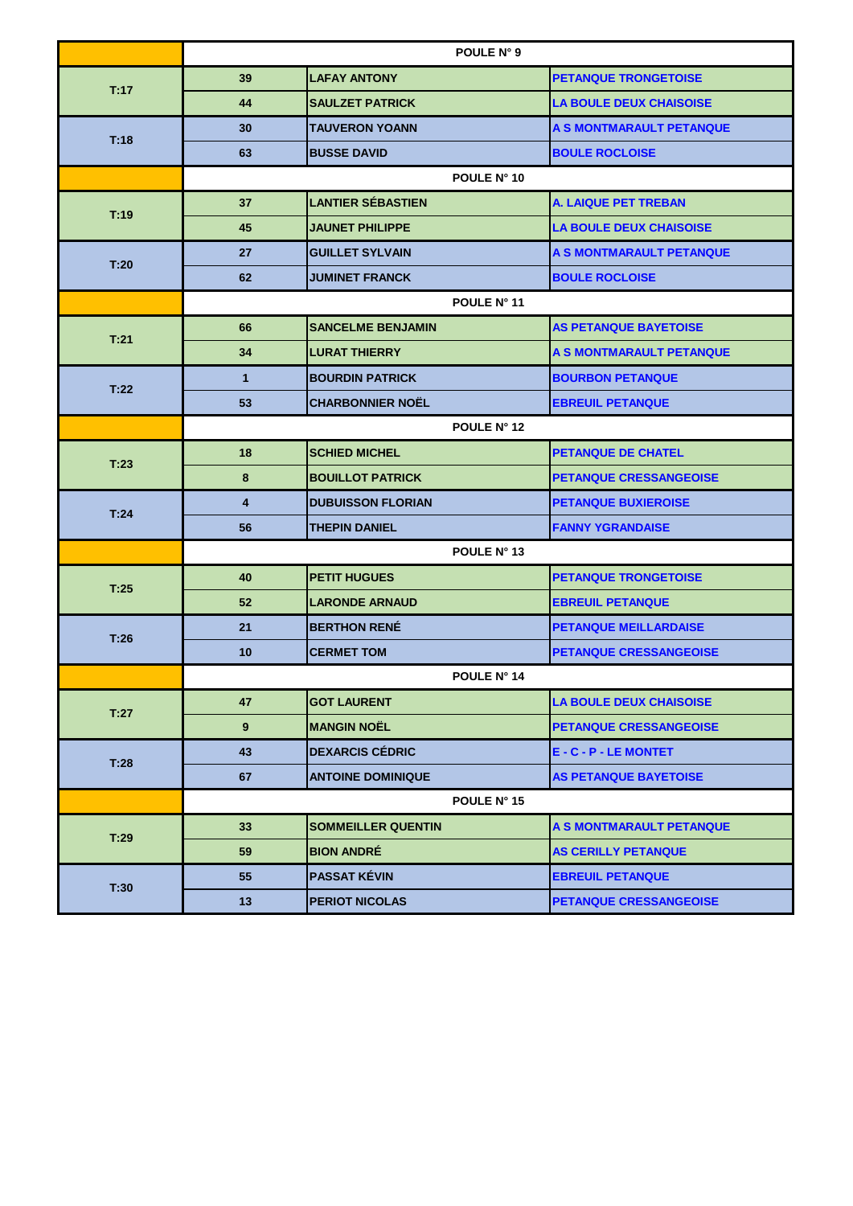| | POULE N° 9 | | |
|---|---|---|---|
| T:17 | 39 | LAFAY ANTONY | PETANQUE TRONGETOISE |
| | 44 | SAULZET PATRICK | LA BOULE DEUX CHAISOISE |
| T:18 | 30 | TAUVERON YOANN | A S MONTMARAULT PETANQUE |
| | 63 | BUSSE DAVID | BOULE ROCLOISE |
| | POULE N° 10 | | |
| T:19 | 37 | LANTIER SÉBASTIEN | A. LAIQUE PET TREBAN |
| | 45 | JAUNET PHILIPPE | LA BOULE DEUX CHAISOISE |
| T:20 | 27 | GUILLET SYLVAIN | A S MONTMARAULT PETANQUE |
| | 62 | JUMINET FRANCK | BOULE ROCLOISE |
| | POULE N° 11 | | |
| T:21 | 66 | SANCELME BENJAMIN | AS PETANQUE BAYETOISE |
| | 34 | LURAT THIERRY | A S MONTMARAULT PETANQUE |
| T:22 | 1 | BOURDIN PATRICK | BOURBON PETANQUE |
| | 53 | CHARBONNIER NOËL | EBREUIL PETANQUE |
| | POULE N° 12 | | |
| T:23 | 18 | SCHIED MICHEL | PETANQUE DE CHATEL |
| | 8 | BOUILLOT PATRICK | PETANQUE CRESSANGEOISE |
| T:24 | 4 | DUBUISSON FLORIAN | PETANQUE BUXIEROISE |
| | 56 | THEPIN DANIEL | FANNY YGRANDAISE |
| | POULE N° 13 | | |
| T:25 | 40 | PETIT HUGUES | PETANQUE TRONGETOISE |
| | 52 | LARONDE ARNAUD | EBREUIL PETANQUE |
| T:26 | 21 | BERTHON RENÉ | PETANQUE MEILLARDAISE |
| | 10 | CERMET TOM | PETANQUE CRESSANGEOISE |
| | POULE N° 14 | | |
| T:27 | 47 | GOT LAURENT | LA BOULE DEUX CHAISOISE |
| | 9 | MANGIN NOËL | PETANQUE CRESSANGEOISE |
| T:28 | 43 | DEXARCIS CÉDRIC | E - C - P - LE MONTET |
| | 67 | ANTOINE DOMINIQUE | AS PETANQUE BAYETOISE |
| | POULE N° 15 | | |
| T:29 | 33 | SOMMEILLER QUENTIN | A S MONTMARAULT PETANQUE |
| | 59 | BION ANDRÉ | AS CERILLY PETANQUE |
| T:30 | 55 | PASSAT KÉVIN | EBREUIL PETANQUE |
| | 13 | PERIOT NICOLAS | PETANQUE CRESSANGEOISE |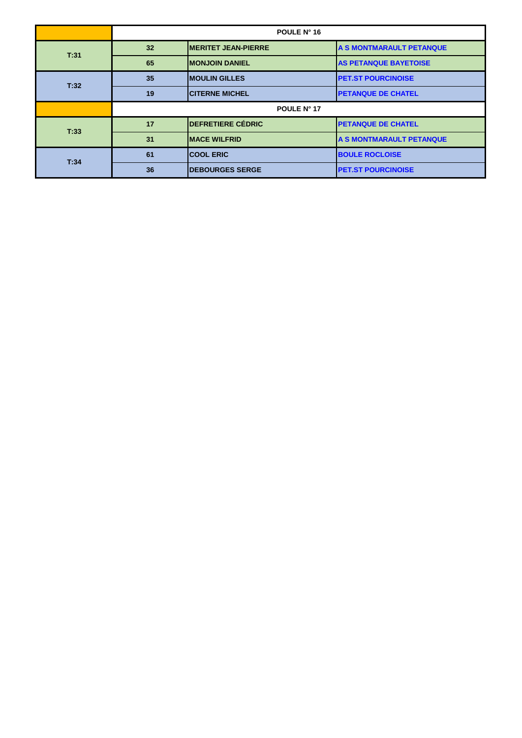| | | | |
|---|---|---|---|
| | POULE N° 16 | | |
| T:31 | 32 | MERITET JEAN-PIERRE | A S MONTMARAULT PETANQUE |
| | 65 | MONJOIN DANIEL | AS PETANQUE BAYETOISE |
| T:32 | 35 | MOULIN GILLES | PET.ST POURCINOISE |
| | 19 | CITERNE MICHEL | PETANQUE DE CHATEL |
| | POULE N° 17 | | |
| T:33 | 17 | DEFRETIERE CÉDRIC | PETANQUE DE CHATEL |
| | 31 | MACE WILFRID | A S MONTMARAULT PETANQUE |
| T:34 | 61 | COOL ERIC | BOULE ROCLOISE |
| | 36 | DEBOURGES SERGE | PET.ST POURCINOISE |